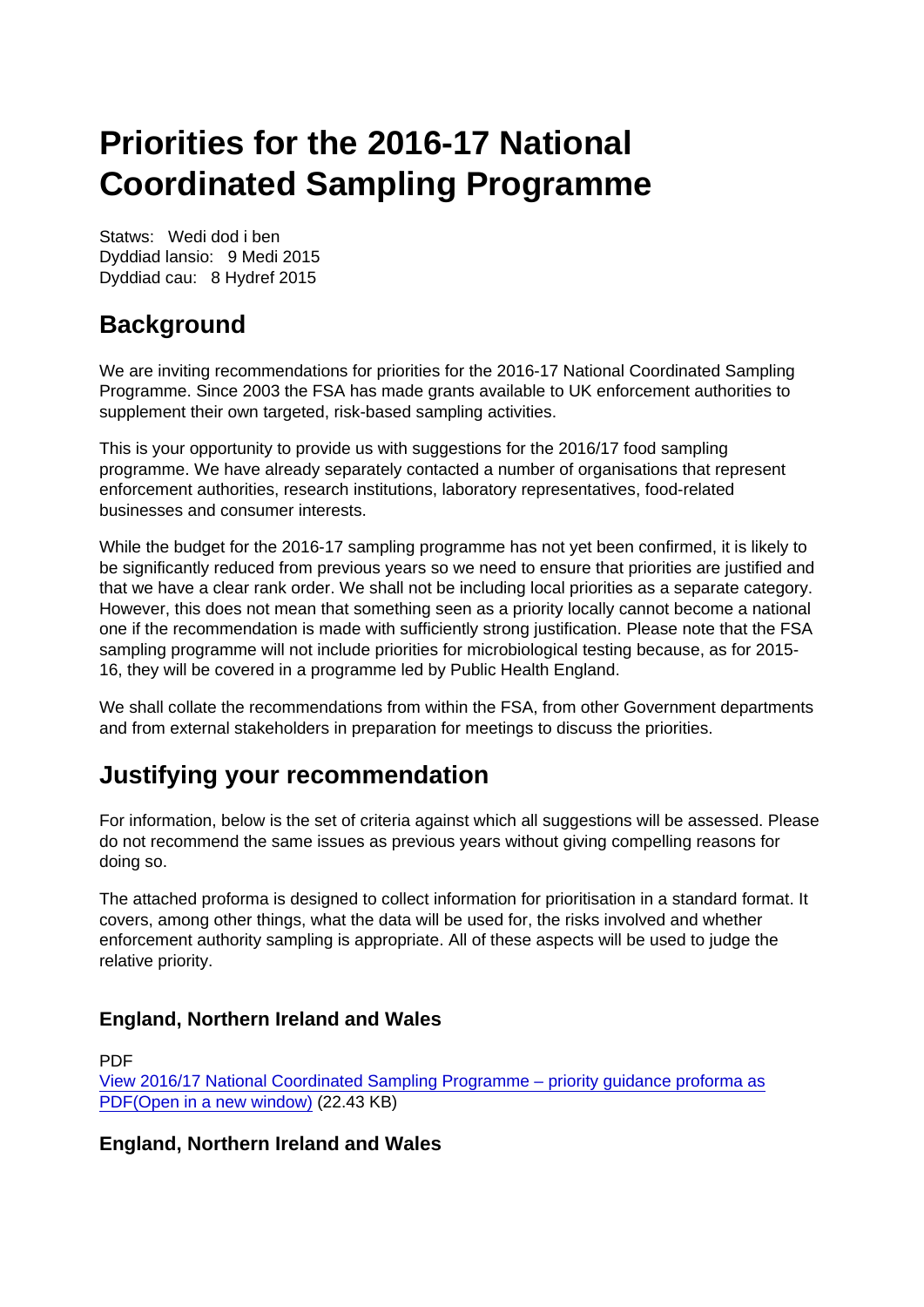# Priorities for the 2016-17 National Coordinated Sampling Programme

Statws: Wedi dod i ben
Dyddiad lansio: 9 Medi 2015
Dyddiad cau: 8 Hydref 2015

## Background

We are inviting recommendations for priorities for the 2016-17 National Coordinated Sampling Programme. Since 2003 the FSA has made grants available to UK enforcement authorities to supplement their own targeted, risk-based sampling activities.

This is your opportunity to provide us with suggestions for the 2016/17 food sampling programme. We have already separately contacted a number of organisations that represent enforcement authorities, research institutions, laboratory representatives, food-related businesses and consumer interests.

While the budget for the 2016-17 sampling programme has not yet been confirmed, it is likely to be significantly reduced from previous years so we need to ensure that priorities are justified and that we have a clear rank order. We shall not be including local priorities as a separate category. However, this does not mean that something seen as a priority locally cannot become a national one if the recommendation is made with sufficiently strong justification. Please note that the FSA sampling programme will not include priorities for microbiological testing because, as for 2015-16, they will be covered in a programme led by Public Health England.

We shall collate the recommendations from within the FSA, from other Government departments and from external stakeholders in preparation for meetings to discuss the priorities.

## Justifying your recommendation

For information, below is the set of criteria against which all suggestions will be assessed. Please do not recommend the same issues as previous years without giving compelling reasons for doing so.

The attached proforma is designed to collect information for prioritisation in a standard format. It covers, among other things, what the data will be used for, the risks involved and whether enforcement authority sampling is appropriate. All of these aspects will be used to judge the relative priority.

### England, Northern Ireland and Wales

PDF
[View 2016/17 National Coordinated Sampling Programme – priority guidance proforma as PDF(Open in a new window)](#) (22.43 KB)

### England, Northern Ireland and Wales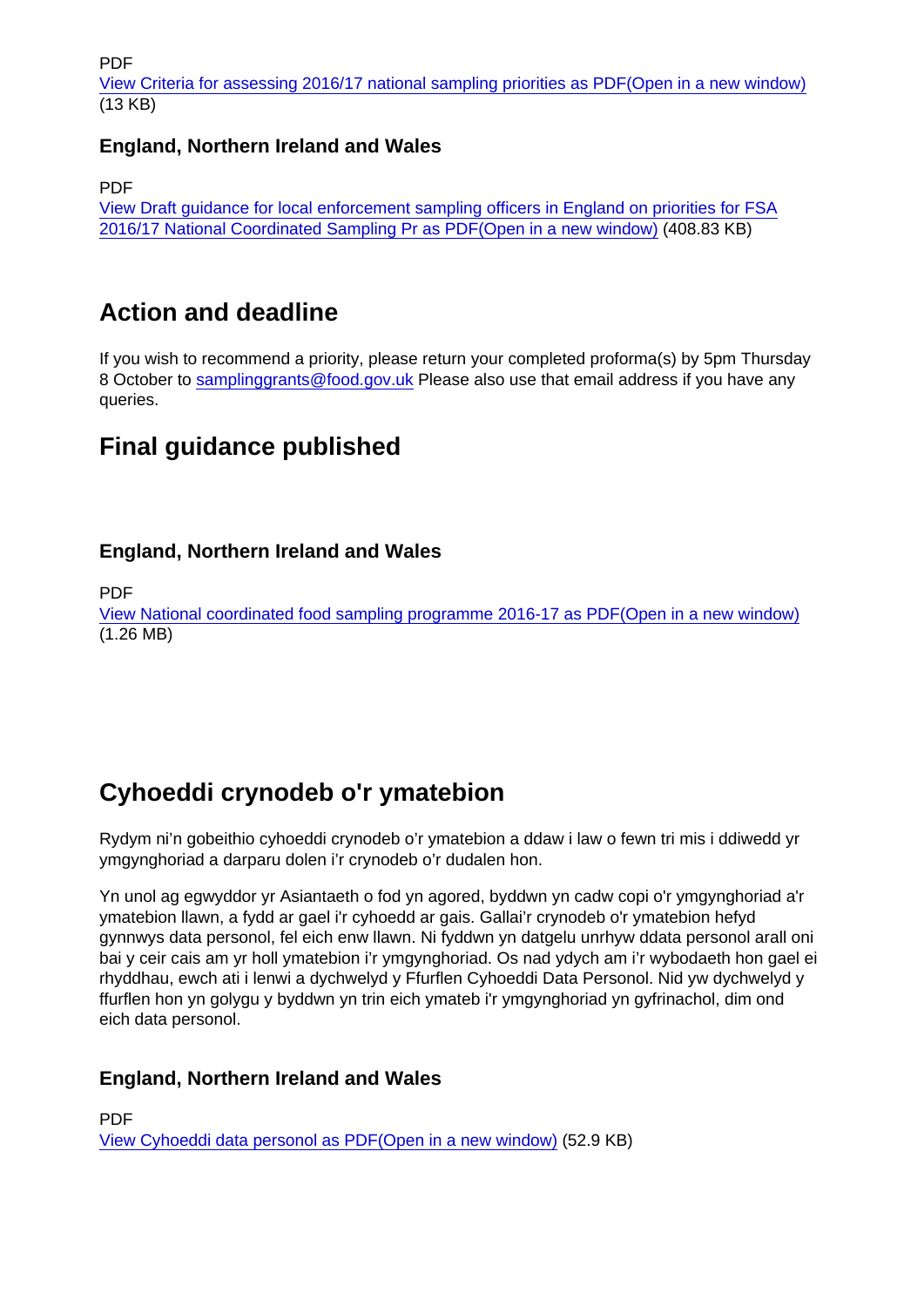PDF
[View Criteria for assessing 2016/17 national sampling priorities as PDF(Open in a new window)](#) (13 KB)

### England, Northern Ireland and Wales

PDF
[View Draft guidance for local enforcement sampling officers in England on priorities for FSA 2016/17 National Coordinated Sampling Pr as PDF(Open in a new window)](#) (408.83 KB)

## Action and deadline

If you wish to recommend a priority, please return your completed proforma(s) by 5pm Thursday 8 October to samplinggrants@food.gov.uk Please also use that email address if you have any queries.

## Final guidance published

### England, Northern Ireland and Wales

PDF
[View National coordinated food sampling programme 2016-17 as PDF(Open in a new window)](#) (1.26 MB)

## Cyhoeddi crynodeb o'r ymatebion

Rydym ni'n gobeithio cyhoeddi crynodeb o'r ymatebion a ddaw i law o fewn tri mis i ddiwedd yr ymgynghoriad a darparu dolen i'r crynodeb o'r dudalen hon.

Yn unol ag egwyddor yr Asiantaeth o fod yn agored, byddwn yn cadw copi o'r ymgynghoriad a'r ymatebion llawn, a fydd ar gael i'r cyhoedd ar gais. Gallai'r crynodeb o'r ymatebion hefyd gynnwys data personol, fel eich enw llawn. Ni fyddwn yn datgelu unrhyw ddata personol arall oni bai y ceir cais am yr holl ymatebion i'r ymgynghoriad. Os nad ydych am i'r wybodaeth hon gael ei rhyddhau, ewch ati i lenwi a dychwelyd y Ffurflen Cyhoeddi Data Personol. Nid yw dychwelyd y ffurflen hon yn golygu y byddwn yn trin eich ymateb i'r ymgynghoriad yn gyfrinachol, dim ond eich data personol.

### England, Northern Ireland and Wales

PDF
[View Cyhoeddi data personol as PDF(Open in a new window)](#) (52.9 KB)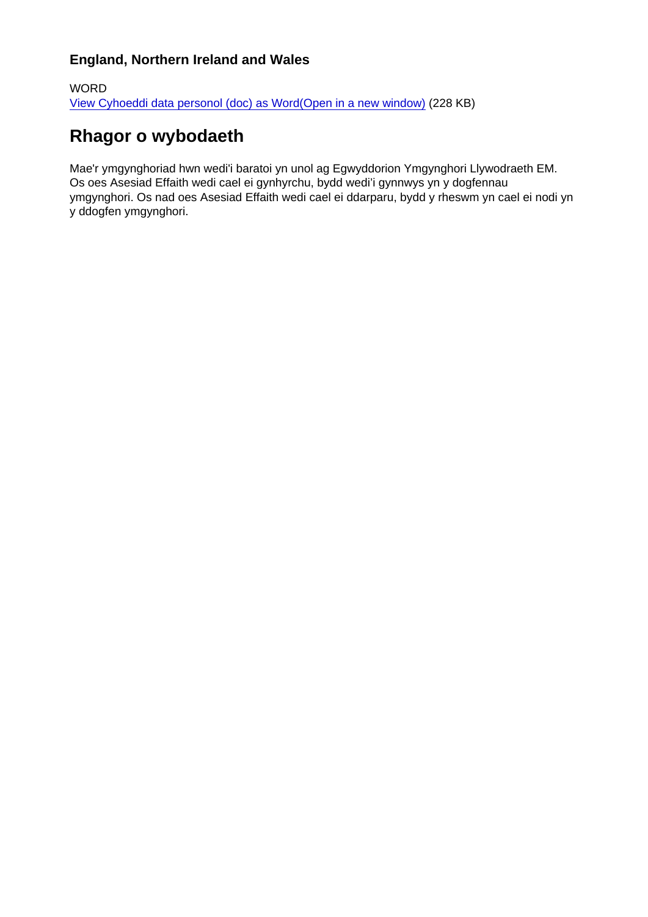### England, Northern Ireland and Wales

WORD
[View Cyhoeddi data personol (doc) as Word(Open in a new window)] (228 KB)

## Rhagor o wybodaeth

Mae'r ymgynghoriad hwn wedi'i baratoi yn unol ag Egwyddorion Ymgynghori Llywodraeth EM. Os oes Asesiad Effaith wedi cael ei gynhyrchu, bydd wedi'i gynnwys yn y dogfennau ymgynghori. Os nad oes Asesiad Effaith wedi cael ei ddarparu, bydd y rheswm yn cael ei nodi yn y ddogfen ymgynghori.